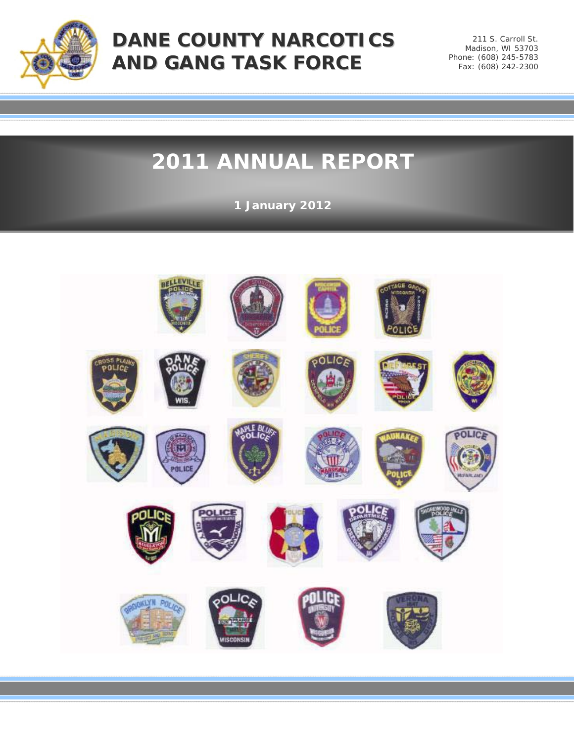# DANE COUNTY NARCOTICS AND GANG TASK FORCE

211 S. Carroll St.
Madison, WI 53703
Phone: (608) 245-5783
Fax: (608) 242-2300

# 2011 ANNUAL REPORT

**1 January 2012**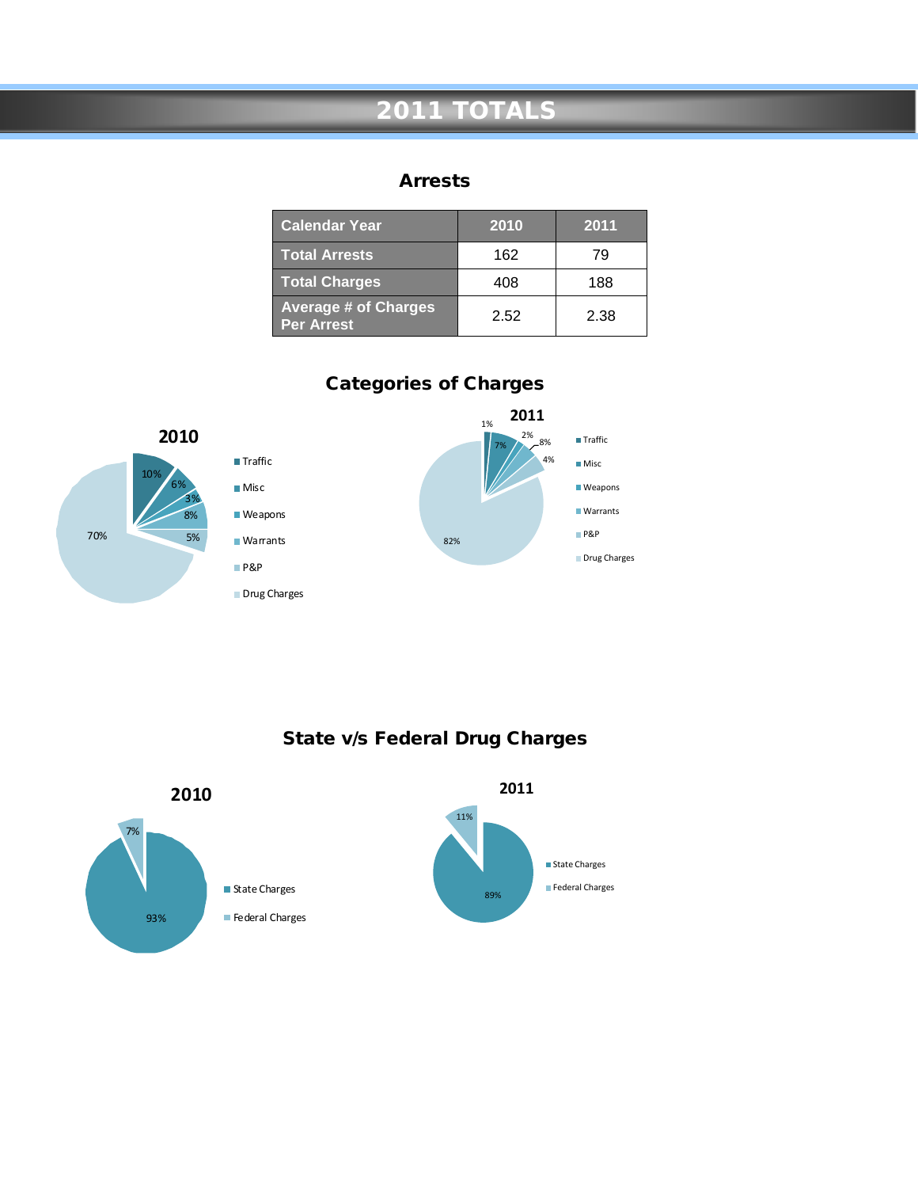# 2011 TOTALS

## Arrests

| Calendar Year | 2010 | 2011 |
|---|---|---|
| Total Arrests | 162 | 79 |
| Total Charges | 408 | 188 |
| Average # of Charges Per Arrest | 2.52 | 2.38 |

## Categories of Charges

**2010**

- Traffic: 10%
- Misc: 6%
- Weapons: 3%
- Warrants: 8%
- P&P: 5%
- Drug Charges: 70%

**2011**

- Traffic: 1%
- Misc: 7%
- Weapons: 2%
- Warrants: 8%
- P&P: 4%
- Drug Charges: 82%

## State v/s Federal Drug Charges

**2010**

- State Charges: 93%
- Federal Charges: 7%

**2011**

- State Charges: 89%
- Federal Charges: 11%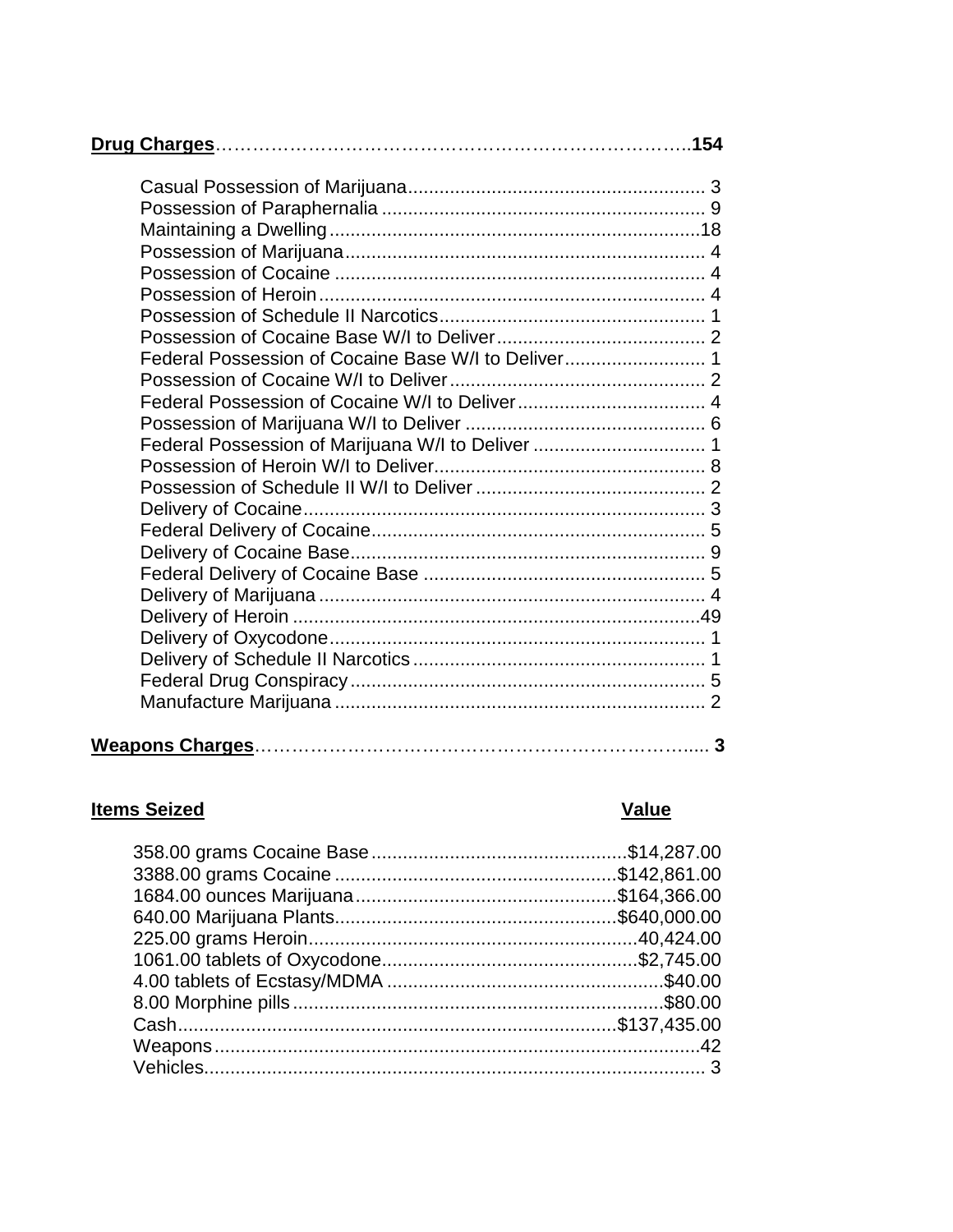**Drug Charges**……………………………………………………………………..**154**

| Charge | Count |
|---|---|
| Casual Possession of Marijuana | 3 |
| Possession of Paraphernalia | 9 |
| Maintaining a Dwelling | 18 |
| Possession of Marijuana | 4 |
| Possession of Cocaine | 4 |
| Possession of Heroin | 4 |
| Possession of Schedule II Narcotics | 1 |
| Possession of Cocaine Base W/I to Deliver | 2 |
| Federal Possession of Cocaine Base W/I to Deliver | 1 |
| Possession of Cocaine W/I to Deliver | 2 |
| Federal Possession of Cocaine W/I to Deliver | 4 |
| Possession of Marijuana W/I to Deliver | 6 |
| Federal Possession of Marijuana W/I to Deliver | 1 |
| Possession of Heroin W/I to Deliver | 8 |
| Possession of Schedule II W/I to Deliver | 2 |
| Delivery of Cocaine | 3 |
| Federal Delivery of Cocaine | 5 |
| Delivery of Cocaine Base | 9 |
| Federal Delivery of Cocaine Base | 5 |
| Delivery of Marijuana | 4 |
| Delivery of Heroin | 49 |
| Delivery of Oxycodone | 1 |
| Delivery of Schedule II Narcotics | 1 |
| Federal Drug Conspiracy | 5 |
| Manufacture Marijuana | 2 |

**Weapons Charges**…………………………………………………………….... **3**

| **Items Seized** | **Value** |
|---|---|
| 358.00 grams Cocaine Base | $14,287.00 |
| 3388.00 grams Cocaine | $142,861.00 |
| 1684.00 ounces Marijuana | $164,366.00 |
| 640.00 Marijuana Plants | $640,000.00 |
| 225.00 grams Heroin | 40,424.00 |
| 1061.00 tablets of Oxycodone | $2,745.00 |
| 4.00 tablets of Ecstasy/MDMA | $40.00 |
| 8.00 Morphine pills | $80.00 |
| Cash | $137,435.00 |
| Weapons | 42 |
| Vehicles | 3 |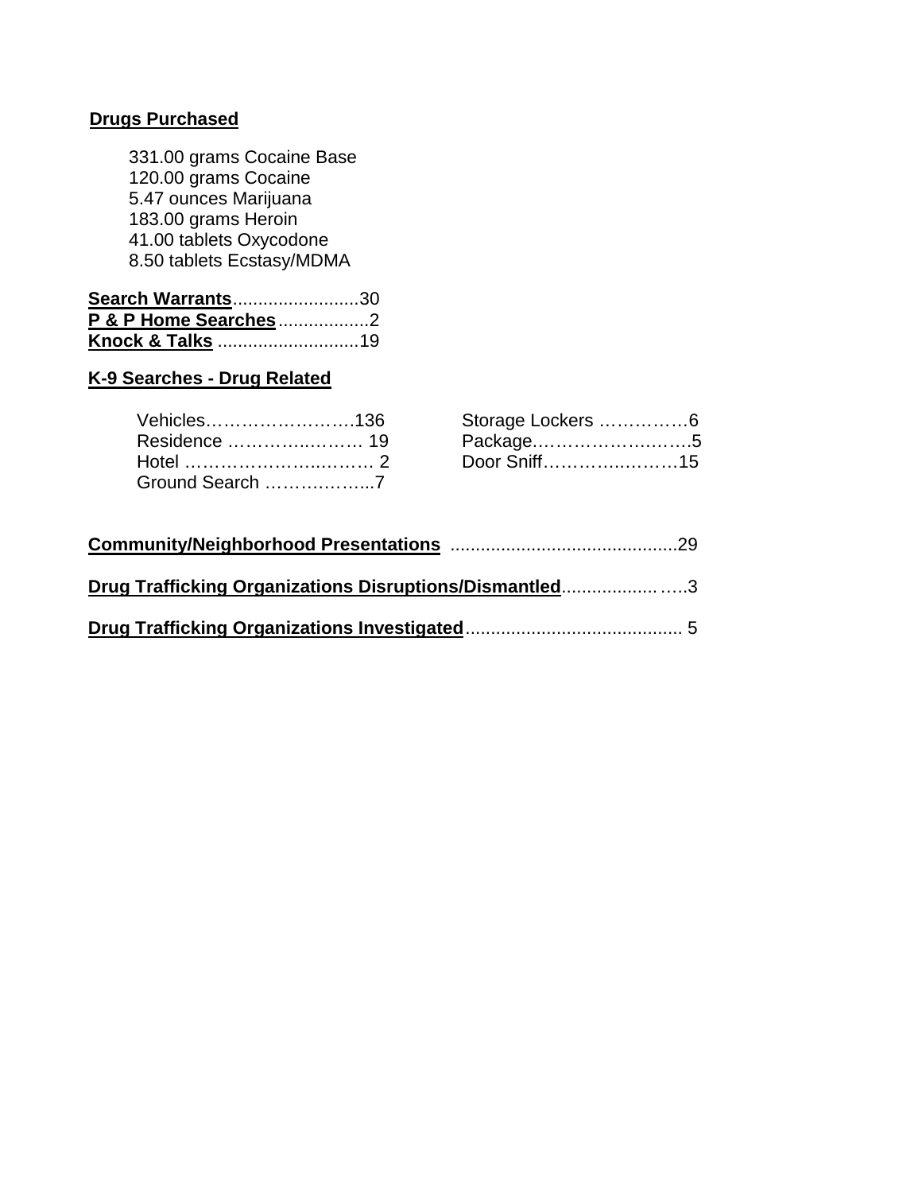**Drugs Purchased**

331.00 grams Cocaine Base
120.00 grams Cocaine
5.47 ounces Marijuana
183.00 grams Heroin
41.00 tablets Oxycodone
8.50 tablets Ecstasy/MDMA

**Search Warrants**.........................30
**P & P Home Searches**..................2
**Knock & Talks** ............................19

**K-9 Searches - Drug Related**

Vehicles…………………….136
Residence ……………..……. 19
Hotel ……………………..……. 2
Ground Search ……………...7
Storage Lockers ……………6
Package……………………….5
Door Sniff………….………15

**Community/Neighborhood Presentations** .............................................29

**Drug Trafficking Organizations Disruptions/Dismantled**...................…..3

**Drug Trafficking Organizations Investigated**........................................... 5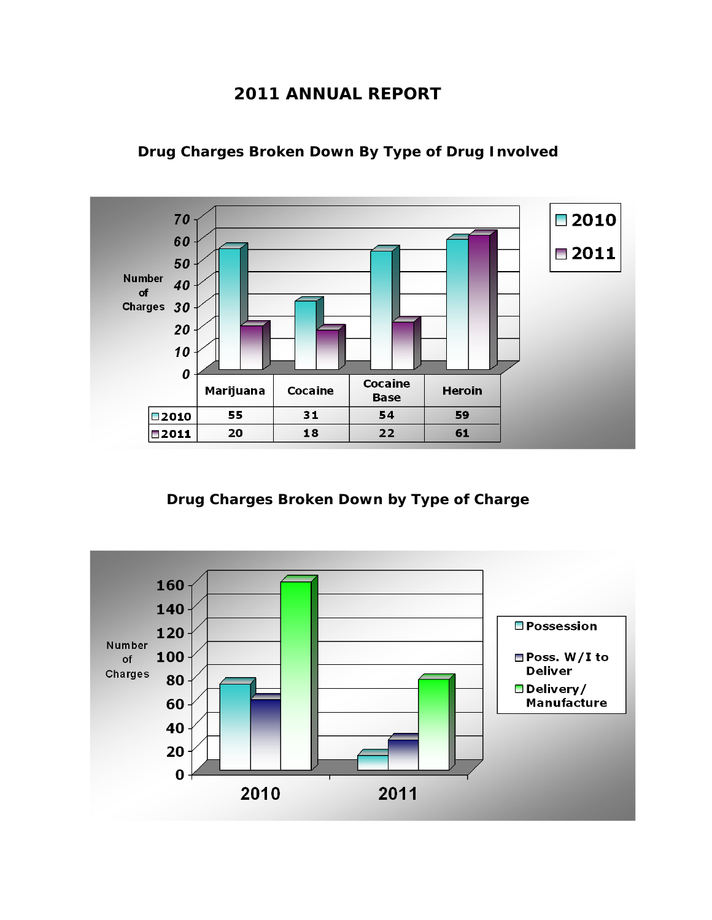# 2011 ANNUAL REPORT

## Drug Charges Broken Down By Type of Drug Involved

| | Marijuana | Cocaine | Cocaine Base | Heroin |
|---|---|---|---|---|
| 2010 | 55 | 31 | 54 | 59 |
| 2011 | 20 | 18 | 22 | 61 |

## Drug Charges Broken Down by Type of Charge

Number of Charges

Legend: Possession; Poss. W/I to Deliver; Delivery/Manufacture

Years: 2010, 2011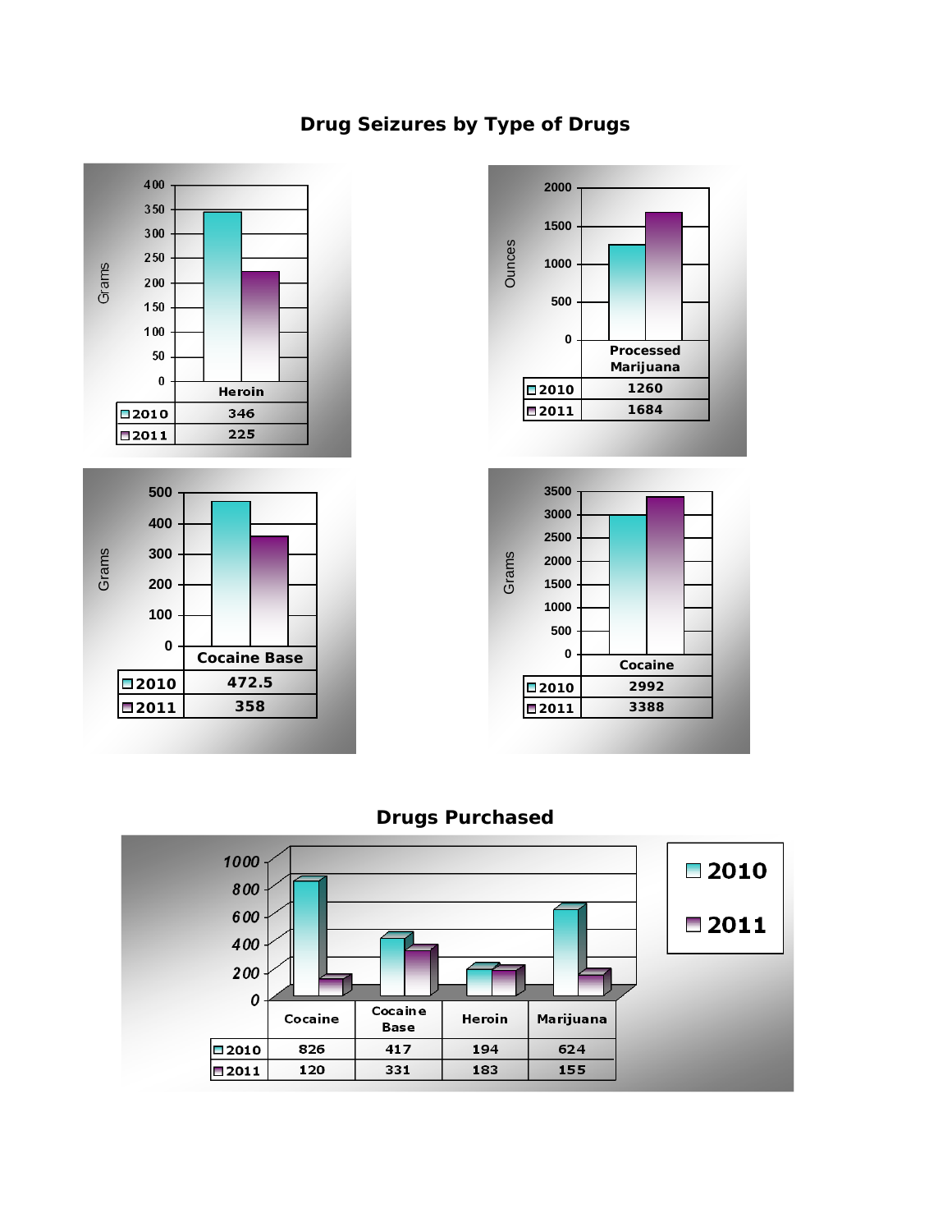## Drug Seizures by Type of Drugs

| | Heroin (Grams) |
|---|---|
| 2010 | 346 |
| 2011 | 225 |

| | Processed Marijuana (Ounces) |
|---|---|
| 2010 | 1260 |
| 2011 | 1684 |

| | Cocaine Base (Grams) |
|---|---|
| 2010 | 472.5 |
| 2011 | 358 |

| | Cocaine (Grams) |
|---|---|
| 2010 | 2992 |
| 2011 | 3388 |

## Drugs Purchased

| | Cocaine | Cocaine Base | Heroin | Marijuana |
|---|---|---|---|---|
| 2010 | 826 | 417 | 194 | 624 |
| 2011 | 120 | 331 | 183 | 155 |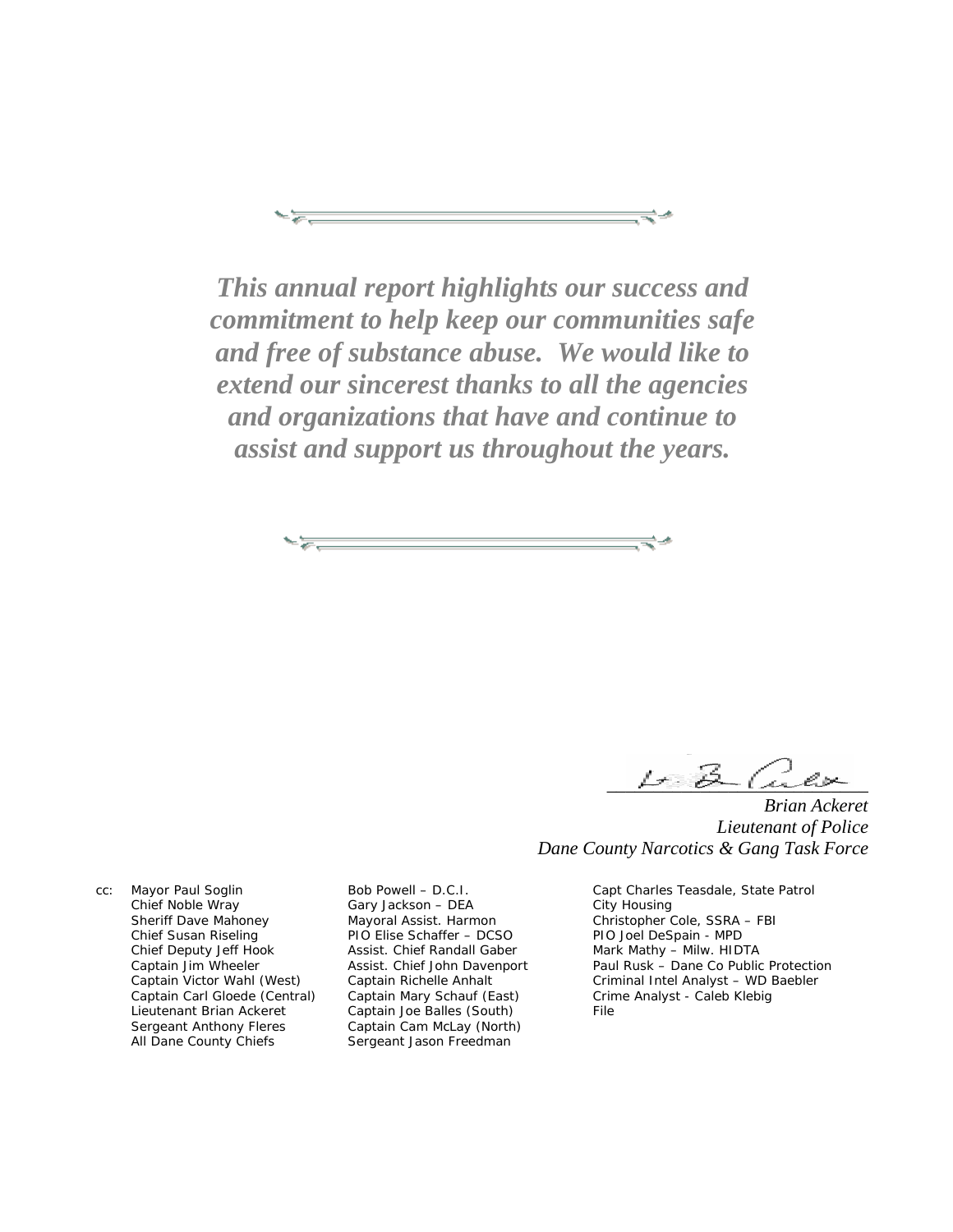***This annual report highlights our success and commitment to help keep our communities safe and free of substance abuse. We would like to extend our sincerest thanks to all the agencies and organizations that have and continue to assist and support us throughout the years.***

*Brian Ackeret*
*Lieutenant of Police*
*Dane County Narcotics & Gang Task Force*

cc:
Mayor Paul Soglin
Chief Noble Wray
Sheriff Dave Mahoney
Chief Susan Riseling
Chief Deputy Jeff Hook
Captain Jim Wheeler
Captain Victor Wahl (West)
Captain Carl Gloede (Central)
Lieutenant Brian Ackeret
Sergeant Anthony Fleres
All Dane County Chiefs
Bob Powell – D.C.I.
Gary Jackson – DEA
Mayoral Assist. Harmon
PIO Elise Schaffer – DCSO
Assist. Chief Randall Gaber
Assist. Chief John Davenport
Captain Richelle Anhalt
Captain Mary Schauf (East)
Captain Joe Balles (South)
Captain Cam McLay (North)
Sergeant Jason Freedman
Capt Charles Teasdale, State Patrol
City Housing
Christopher Cole, SSRA – FBI
PIO Joel DeSpain - MPD
Mark Mathy – Milw. HIDTA
Paul Rusk – Dane Co Public Protection
Criminal Intel Analyst – WD Baebler
Crime Analyst - Caleb Klebig
File